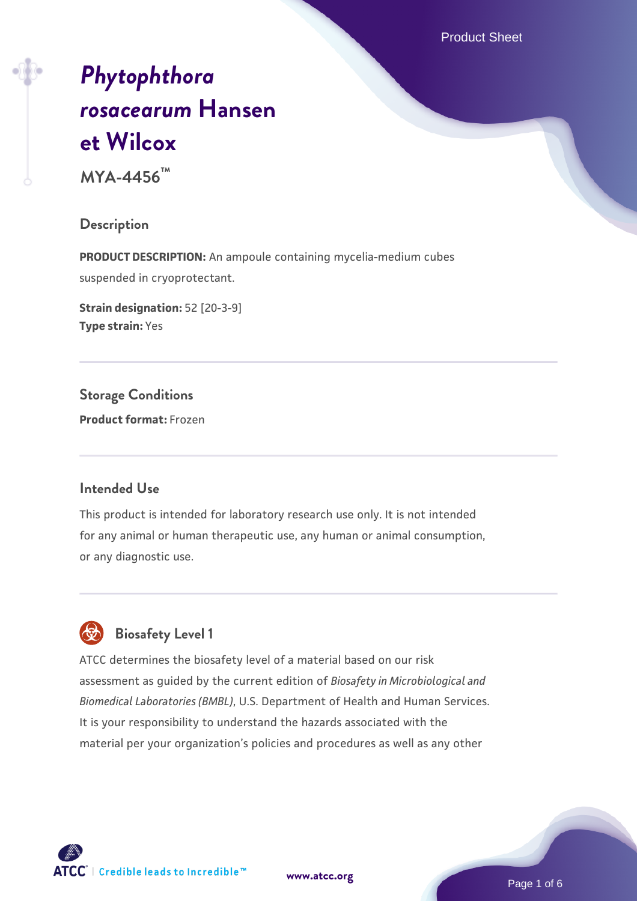# *Phytophthora rosacearum* Hansen et Wilcox

**MYA-4456™**

## Description

**PRODUCT DESCRIPTION:** An ampoule containing mycelia-medium cubes suspended in cryoprotectant.

**Strain designation:** 52 [20-3-9]
**Type strain:** Yes

## Storage Conditions

**Product format:** Frozen

## Intended Use

This product is intended for laboratory research use only. It is not intended for any animal or human therapeutic use, any human or animal consumption, or any diagnostic use.

## Biosafety Level 1

ATCC determines the biosafety level of a material based on our risk assessment as guided by the current edition of *Biosafety in Microbiological and Biomedical Laboratories (BMBL)*, U.S. Department of Health and Human Services. It is your responsibility to understand the hazards associated with the material per your organization's policies and procedures as well as any other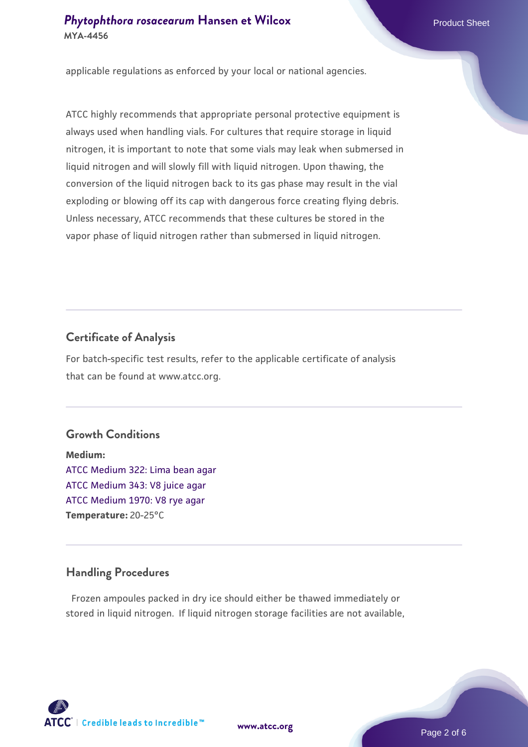applicable regulations as enforced by your local or national agencies.

ATCC highly recommends that appropriate personal protective equipment is always used when handling vials. For cultures that require storage in liquid nitrogen, it is important to note that some vials may leak when submersed in liquid nitrogen and will slowly fill with liquid nitrogen. Upon thawing, the conversion of the liquid nitrogen back to its gas phase may result in the vial exploding or blowing off its cap with dangerous force creating flying debris. Unless necessary, ATCC recommends that these cultures be stored in the vapor phase of liquid nitrogen rather than submersed in liquid nitrogen.

## Certificate of Analysis

For batch-specific test results, refer to the applicable certificate of analysis that can be found at www.atcc.org.

## Growth Conditions

**Medium:**
ATCC Medium 322: Lima bean agar
ATCC Medium 343: V8 juice agar
ATCC Medium 1970: V8 rye agar
**Temperature:** 20-25°C

## Handling Procedures

Frozen ampoules packed in dry ice should either be thawed immediately or stored in liquid nitrogen. If liquid nitrogen storage facilities are not available,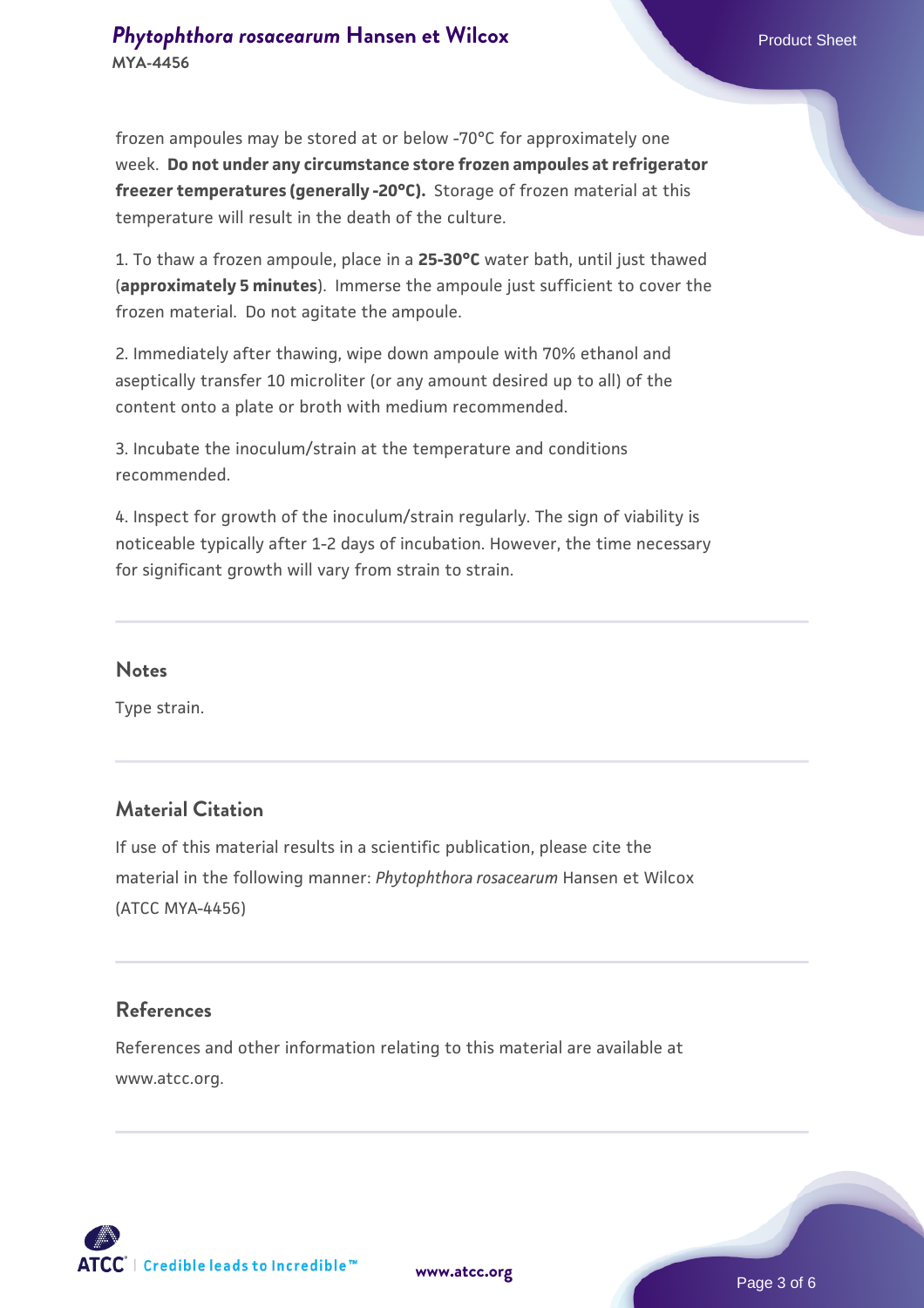frozen ampoules may be stored at or below -70°C for approximately one week. **Do not under any circumstance store frozen ampoules at refrigerator freezer temperatures (generally -20°C).** Storage of frozen material at this temperature will result in the death of the culture.

1. To thaw a frozen ampoule, place in a **25-30°C** water bath, until just thawed (**approximately 5 minutes**). Immerse the ampoule just sufficient to cover the frozen material. Do not agitate the ampoule.

2. Immediately after thawing, wipe down ampoule with 70% ethanol and aseptically transfer 10 microliter (or any amount desired up to all) of the content onto a plate or broth with medium recommended.

3. Incubate the inoculum/strain at the temperature and conditions recommended.

4. Inspect for growth of the inoculum/strain regularly. The sign of viability is noticeable typically after 1-2 days of incubation. However, the time necessary for significant growth will vary from strain to strain.

## Notes

Type strain.

## Material Citation

If use of this material results in a scientific publication, please cite the material in the following manner: *Phytophthora rosacearum* Hansen et Wilcox (ATCC MYA-4456)

## References

References and other information relating to this material are available at www.atcc.org.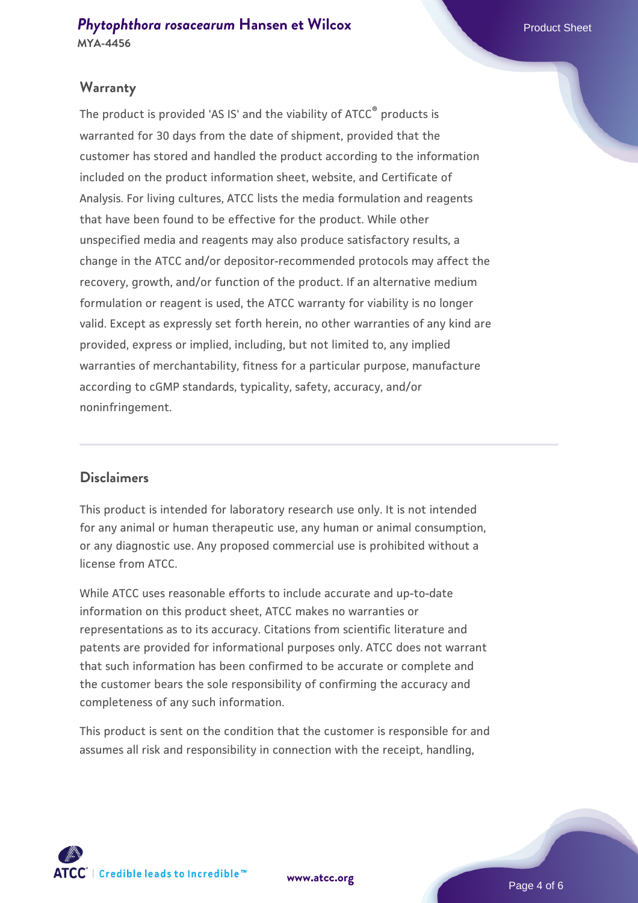## Warranty

The product is provided 'AS IS' and the viability of ATCC® products is warranted for 30 days from the date of shipment, provided that the customer has stored and handled the product according to the information included on the product information sheet, website, and Certificate of Analysis. For living cultures, ATCC lists the media formulation and reagents that have been found to be effective for the product. While other unspecified media and reagents may also produce satisfactory results, a change in the ATCC and/or depositor-recommended protocols may affect the recovery, growth, and/or function of the product. If an alternative medium formulation or reagent is used, the ATCC warranty for viability is no longer valid. Except as expressly set forth herein, no other warranties of any kind are provided, express or implied, including, but not limited to, any implied warranties of merchantability, fitness for a particular purpose, manufacture according to cGMP standards, typicality, safety, accuracy, and/or noninfringement.

## Disclaimers

This product is intended for laboratory research use only. It is not intended for any animal or human therapeutic use, any human or animal consumption, or any diagnostic use. Any proposed commercial use is prohibited without a license from ATCC.

While ATCC uses reasonable efforts to include accurate and up-to-date information on this product sheet, ATCC makes no warranties or representations as to its accuracy. Citations from scientific literature and patents are provided for informational purposes only. ATCC does not warrant that such information has been confirmed to be accurate or complete and the customer bears the sole responsibility of confirming the accuracy and completeness of any such information.

This product is sent on the condition that the customer is responsible for and assumes all risk and responsibility in connection with the receipt, handling,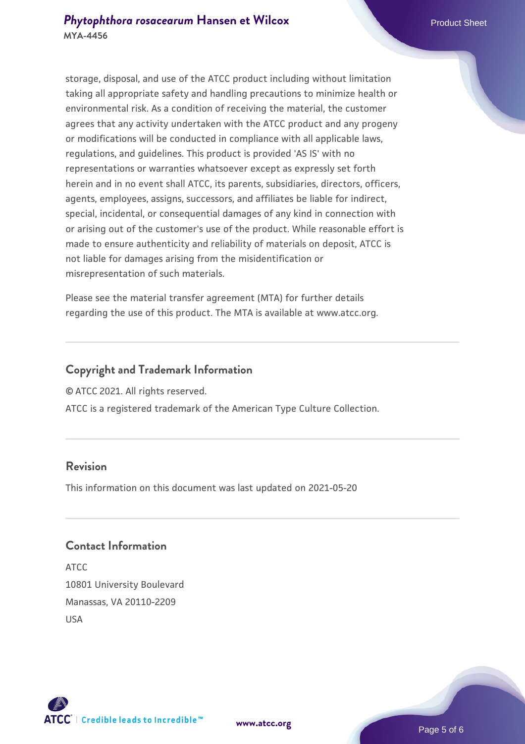storage, disposal, and use of the ATCC product including without limitation taking all appropriate safety and handling precautions to minimize health or environmental risk. As a condition of receiving the material, the customer agrees that any activity undertaken with the ATCC product and any progeny or modifications will be conducted in compliance with all applicable laws, regulations, and guidelines. This product is provided 'AS IS' with no representations or warranties whatsoever except as expressly set forth herein and in no event shall ATCC, its parents, subsidiaries, directors, officers, agents, employees, assigns, successors, and affiliates be liable for indirect, special, incidental, or consequential damages of any kind in connection with or arising out of the customer's use of the product. While reasonable effort is made to ensure authenticity and reliability of materials on deposit, ATCC is not liable for damages arising from the misidentification or misrepresentation of such materials.

Please see the material transfer agreement (MTA) for further details regarding the use of this product. The MTA is available at www.atcc.org.

## Copyright and Trademark Information

© ATCC 2021. All rights reserved.

ATCC is a registered trademark of the American Type Culture Collection.

## Revision

This information on this document was last updated on 2021-05-20

## Contact Information

ATCC
10801 University Boulevard
Manassas, VA 20110-2209
USA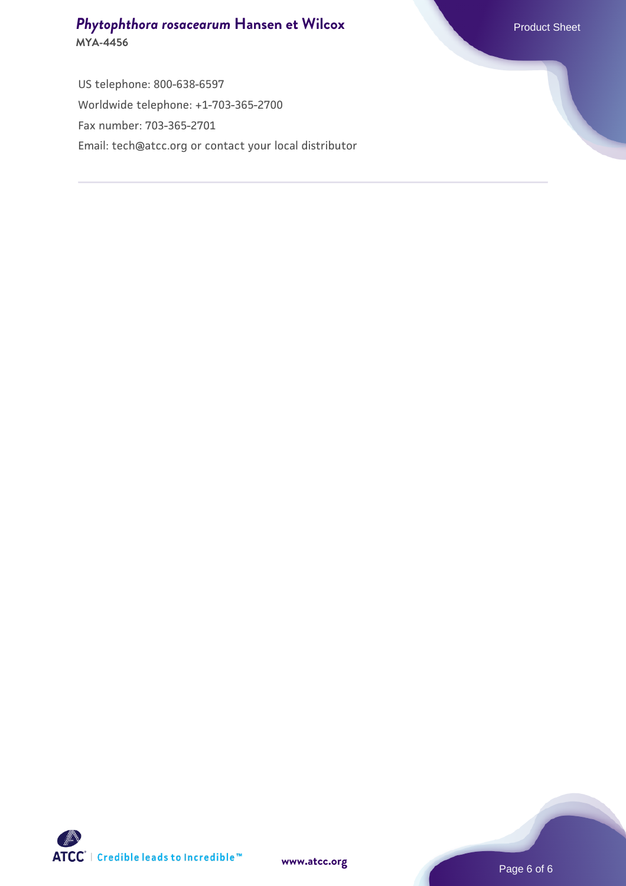US telephone: 800-638-6597

Worldwide telephone: +1-703-365-2700

Fax number: 703-365-2701

Email: tech@atcc.org or contact your local distributor